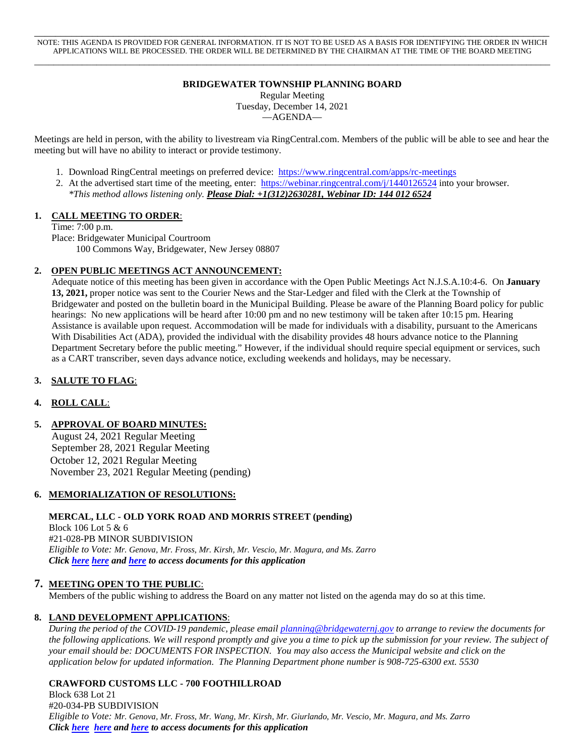NOTE: THIS AGENDA IS PROVIDED FOR GENERAL INFORMATION. IT IS NOT TO BE USED AS A BASIS FOR IDENTIFYING THE ORDER IN WHICH APPLICATIONS WILL BE PROCESSED. THE ORDER WILL BE DETERMINED BY THE CHAIRMAN AT THE TIME OF THE BOARD MEETING

**BRIDGEWATER TOWNSHIP PLANNING BOARD**

Regular Meeting
Tuesday, December 14, 2021
—AGENDA—

Meetings are held in person, with the ability to livestream via RingCentral.com. Members of the public will be able to see and hear the meeting but will have no ability to interact or provide testimony.

1. Download RingCentral meetings on preferred device: https://www.ringcentral.com/apps/rc-meetings
2. At the advertised start time of the meeting, enter: https://webinar.ringcentral.com/j/1440126524 into your browser.
   *\*This method allows listening only.* ***Please Dial: +1(312)2630281, Webinar ID: 144 012 6524***

## 1. CALL MEETING TO ORDER:

Time: 7:00 p.m.
Place: Bridgewater Municipal Courtroom
100 Commons Way, Bridgewater, New Jersey 08807

## 2. OPEN PUBLIC MEETINGS ACT ANNOUNCEMENT:

Adequate notice of this meeting has been given in accordance with the Open Public Meetings Act N.J.S.A.10:4-6. On **January 13, 2021,** proper notice was sent to the Courier News and the Star-Ledger and filed with the Clerk at the Township of Bridgewater and posted on the bulletin board in the Municipal Building. Please be aware of the Planning Board policy for public hearings: No new applications will be heard after 10:00 pm and no new testimony will be taken after 10:15 pm. Hearing Assistance is available upon request. Accommodation will be made for individuals with a disability, pursuant to the Americans With Disabilities Act (ADA), provided the individual with the disability provides 48 hours advance notice to the Planning Department Secretary before the public meeting." However, if the individual should require special equipment or services, such as a CART transcriber, seven days advance notice, excluding weekends and holidays, may be necessary.

## 3. SALUTE TO FLAG:

## 4. ROLL CALL:

## 5. APPROVAL OF BOARD MINUTES:

August 24, 2021 Regular Meeting
September 28, 2021 Regular Meeting
October 12, 2021 Regular Meeting
November 23, 2021 Regular Meeting (pending)

## 6. MEMORIALIZATION OF RESOLUTIONS:

**MERCAL, LLC - OLD YORK ROAD AND MORRIS STREET (pending)**
Block 106 Lot 5 & 6
#21-028-PB MINOR SUBDIVISION
*Eligible to Vote: Mr. Genova, Mr. Fross, Mr. Kirsh, Mr. Vescio, Mr. Magura, and Ms. Zarro*
***Click here here and here to access documents for this application***

## 7. MEETING OPEN TO THE PUBLIC:

Members of the public wishing to address the Board on any matter not listed on the agenda may do so at this time.

## 8. LAND DEVELOPMENT APPLICATIONS:

*During the period of the COVID-19 pandemic, please email planning@bridgewaternj.gov to arrange to review the documents for the following applications. We will respond promptly and give you a time to pick up the submission for your review. The subject of your email should be: DOCUMENTS FOR INSPECTION. You may also access the Municipal website and click on the application below for updated information. The Planning Department phone number is 908-725-6300 ext. 5530*

**CRAWFORD CUSTOMS LLC - 700 FOOTHILLROAD**
Block 638 Lot 21
#20-034-PB SUBDIVISION
*Eligible to Vote: Mr. Genova, Mr. Fross, Mr. Wang, Mr. Kirsh, Mr. Giurlando, Mr. Vescio, Mr. Magura, and Ms. Zarro*
***Click here here and here to access documents for this application***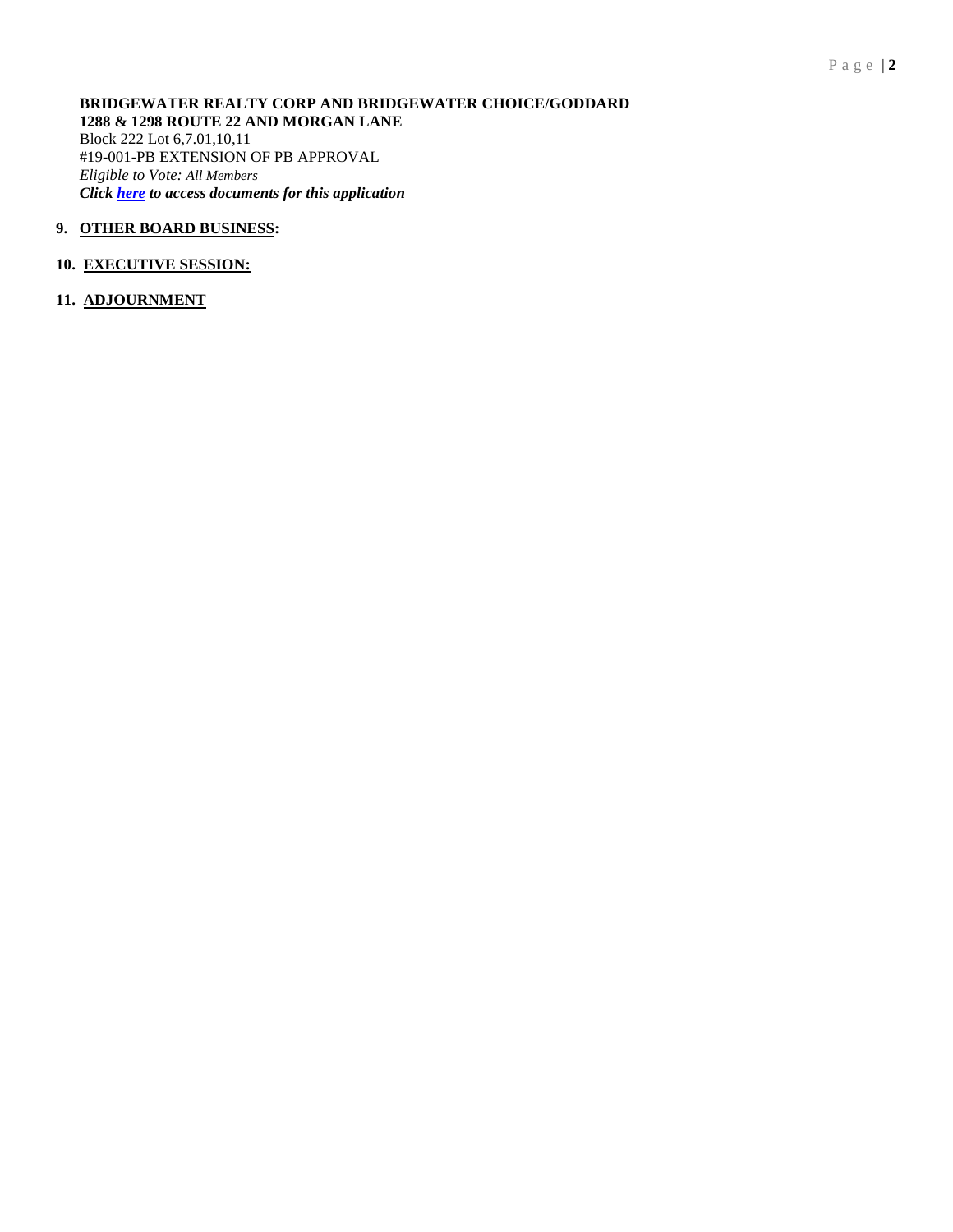**BRIDGEWATER REALTY CORP AND BRIDGEWATER CHOICE/GODDARD**
**1288 & 1298 ROUTE 22 AND MORGAN LANE**
Block 222 Lot 6,7.01,10,11
#19-001-PB EXTENSION OF PB APPROVAL
*Eligible to Vote: All Members*
***Click here to access documents for this application***

9. **OTHER BOARD BUSINESS:**

10. **EXECUTIVE SESSION:**

11. **ADJOURNMENT**